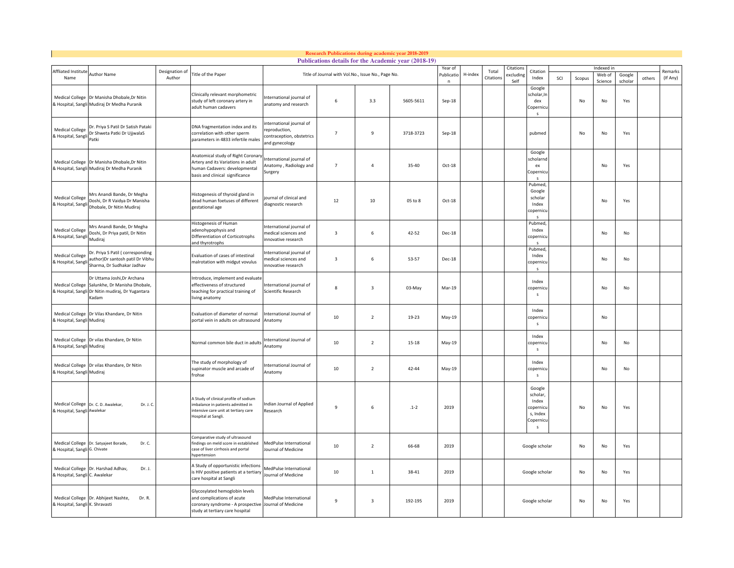**Research Publications during academic year 2018-2019**

**Publications details for the Academic year (2018-19)**

| Affliated Institute Name | Author Name | Designation of Author | Title of the Paper | Title of Journal with Vol.No., Issue No., Page No. | | | | Year of Publication | H-index | Total Citations | Citations excluding Self | Citation Index | Indexed in | | | | | Remarks (If Any) |
|---|---|---|---|---|---|---|---|---|---|---|---|---|---|---|---|---|---|---|
| | | | | | | | | | | | | | SCI | Scopus | Web of Science | Google scholar | others | |
| Medical College & Hospital, Sangli | Dr Manisha Dhobale,Dr Nitin Mudiraj Dr Medha Puranik | | Clinically relevant morphometric study of left coronary artery in adult human cadavers | International journal of anatomy and research | 6 | 3.3 | 5605-5611 | Sep-18 | | | | Google scholar,Index Copernicus | | No | No | Yes | | |
| Medical College & Hospital, Sangli | Dr. Priya S Patil Dr Satish Pataki Dr Shweta Patki Dr UjjwalaS Patki | | DNA fragmentation index and its correlation with other sperm parameters in 4833 infertile males | international journal of reproduction, contraception, obstetrics and gynecology | 7 | 9 | 3718-3723 | Sep-18 | | | | pubmed | | No | No | Yes | | |
| Medical College & Hospital, Sangli | Dr Manisha Dhobale,Dr Nitin Mudiraj Dr Medha Puranik | | Anatomical study of Right Coronary Artery and its Variations in adult human Cadavers: developmental basis and clinical significance | International journal of Anatomy , Radiology and Surgery | 7 | 4 | 35-40 | Oct-18 | | | | Google scholarndex Copernicus | | | No | Yes | | |
| Medical College & Hospital, Sangli | Mrs Anandi Bande, Dr Megha Doshi, Dr R Vaidya Dr Manisha Dhobale, Dr Nitin Mudiraj | | Histogenesis of thyroid gland in dead human foetuses of different gestational age | journal of clinical and diagnostic research | 12 | 10 | 05 to 8 | Oct-18 | | | | Pubmed, Google scholar Index copernicus | | | No | Yes | | |
| Medical College & Hospital, Sangli | Mrs Anandi Bande, Dr Megha Doshi, Dr Priya patil, Dr Nitin Mudiraj | | Histogenesis of Human adenohypophysis and Differentiation of Corticotrophs and thyrotrophs | International journal of medical sciences and innovative research | 3 | 6 | 42-52 | Dec-18 | | | | Pubmed, Index copernicus | | | No | No | | |
| Medical College & Hospital, Sangli | Dr. Priya S Patil ( corresponding author)Dr santosh patil Dr Vibhu Sharma, Dr Sudhakar Jadhav | | Evaluation of cases of intestinal malrotation with midgut vovulus | International journal of medical sciences and innovative research | 3 | 6 | 53-57 | Dec-18 | | | | Pubmed, Index copernicus | | | No | No | | |
| Medical College & Hospital, Sangli | Dr Uttama Joshi,Dr Archana Salunkhe, Dr Manisha Dhobale, Dr Nitin mudiraj, Dr Yugantara Kadam | | Introduce, implement and evaluate effectiveness of structured teaching for practical training of living anatomy | International journal of Scientific Research | 8 | 3 | 03-May | Mar-19 | | | | Index copernicus | | | No | No | | |
| Medical College & Hospital, Sangli | Dr Vilas Khandare, Dr Nitin Mudiraj | | Evaluation of diameter of normal portal vein in adults on ultrasound | International Journal of Anatomy | 10 | 2 | 19-23 | May-19 | | | | Index copernicus | | | No | | | |
| Medical College & Hospital, Sangli | Dr vilas Khandare, Dr Nitin Mudiraj | | Normal common bile duct in adults | International Journal of Anatomy | 10 | 2 | 15-18 | May-19 | | | | Index copernicus | | | No | No | | |
| Medical College & Hospital, Sangli | Dr vilas Khandare, Dr Nitin Mudiraj | | The study of morphology of supinator muscle and arcade of frohse | International Journal of Anatomy | 10 | 2 | 42-44 | May-19 | | | | Index copernicus | | | No | No | | |
| Medical College & Hospital, Sangli | Dr. C. D. Awalekar, Dr. J. C. Awalekar | | A Study of clinical profile of sodium imbalance in patients admitted in intensive care unit at tertiary care Hospital at Sangli. | Indian Journal of Applied Research | 9 | 6 | .1-2 | 2019 | | | | Google scholar, Index copernicus, Index Copernicus | | No | No | Yes | | |
| Medical College & Hospital, Sangli | Dr. Satyajeet Borade, Dr. C. G. Chivate | | Comparative study of ultrasound findings on meld score in established case of liver cirrhosis and portal hypertension | MedPulse International Journal of Medicine | 10 | 2 | 66-68 | 2019 | | | | Google scholar | | No | No | Yes | | |
| Medical College & Hospital, Sangli | Dr. Harshad Adhav, Dr. J. C. Awalekar | | A Study of opportunistic infections is HIV positive patients at a tertiary care hospital at Sangli | MedPulse International Journal of Medicine | 10 | 1 | 38-41 | 2019 | | | | Google scholar | | No | No | Yes | | |
| Medical College & Hospital, Sangli | Dr. Abhijeet Nashte, Dr. R. K. Shravasti | | Glycosylated hemoglobin levels and complications of acute coronary syndrome - A prospective study at tertiary care hospital | MedPulse International Journal of Medicine | 9 | 3 | 192-195 | 2019 | | | | Google scholar | | No | No | Yes | | |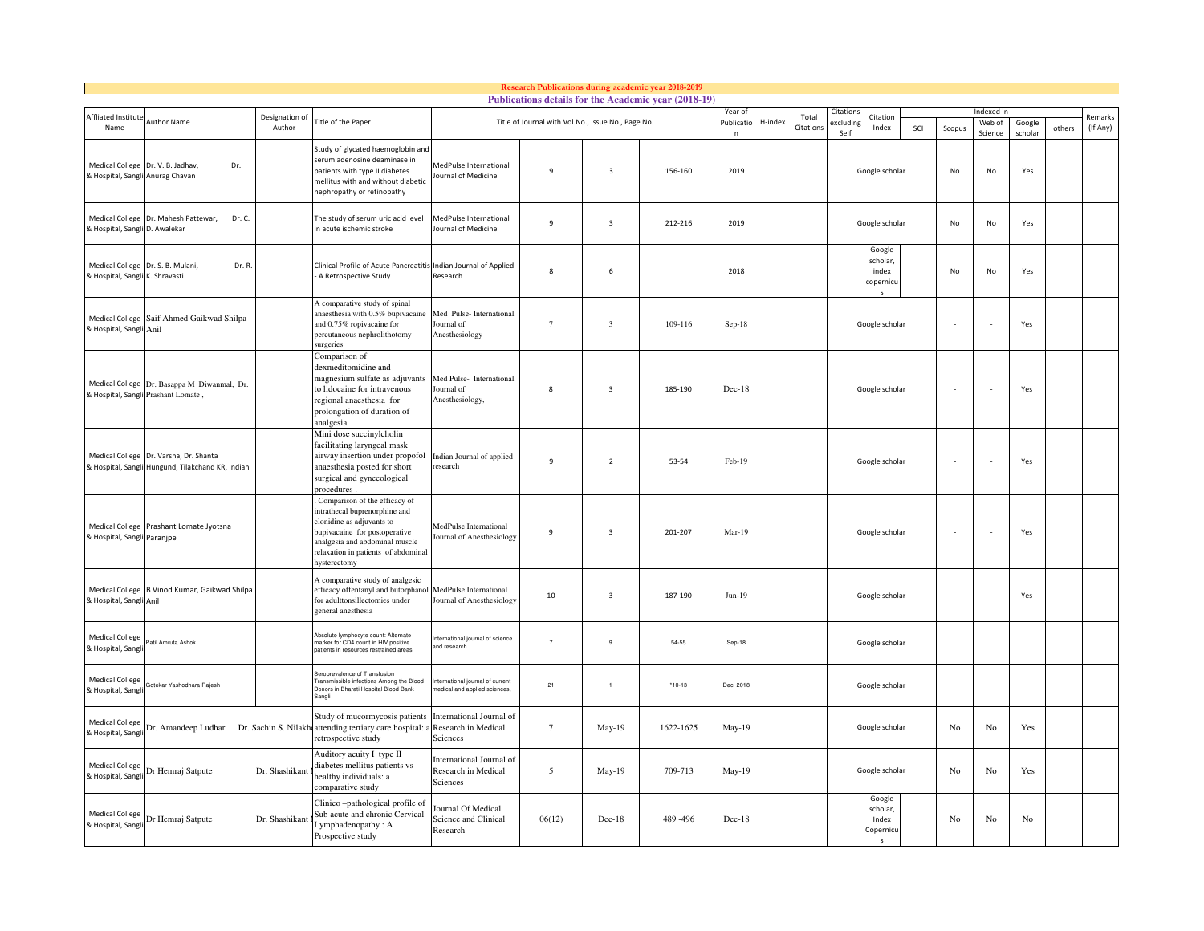**Research Publications during academic year 2018-2019**

**Publications details for the Academic year (2018-19)**

| Affliated Institute Name | Author Name | Designation of Author | Title of the Paper | Title of Journal with Vol.No., Issue No., Page No. | | | | Year of Publication | H-index | Total Citations | Citations excluding Self | Citation Index | Indexed in | | | | | Remarks (If Any) |
|---|---|---|---|---|---|---|---|---|---|---|---|---|---|---|---|---|---|---|
| | | | | | | | | | | | | | SCI | Scopus | Web of Science | Google scholar | others | |
| Medical College & Hospital, Sangli | Dr. V. B. Jadhav, Dr. Anurag Chavan | | Study of glycated haemoglobin and serum adenosine deaminase in patients with type II diabetes mellitus with and without diabetic nephropathy or retinopathy | MedPulse International Journal of Medicine | 9 | 3 | 156-160 | 2019 | | | | Google scholar | | No | No | Yes | | |
| Medical College & Hospital, Sangli | Dr. Mahesh Pattewar, Dr. C. D. Awalekar | | The study of serum uric acid level in acute ischemic stroke | MedPulse International Journal of Medicine | 9 | 3 | 212-216 | 2019 | | | | Google scholar | | No | No | Yes | | |
| Medical College & Hospital, Sangli | Dr. S. B. Mulani, Dr. R. K. Shravasti | | Clinical Profile of Acute Pancreatitis - A Retrospective Study | Indian Journal of Applied Research | 8 | 6 | | 2018 | | | | Google scholar, index copernicus | | No | No | Yes | | |
| Medical College & Hospital, Sangli | Saif Ahmed Gaikwad Shilpa Anil | | A comparative study of spinal anaesthesia with 0.5% bupivacaine and 0.75% ropivacaine for percutaneous nephrolithotomy surgeries | Med Pulse- International Journal of Anesthesiology | 7 | 3 | 109-116 | Sep-18 | | | | Google scholar | | - | - | Yes | | |
| Medical College & Hospital, Sangli | Dr. Basappa M Diwanmal, Dr. Prashant Lomate , | | Comparison of dexmeditomidine and magnesium sulfate as adjuvants to lidocaine for intravenous regional anaesthesia for prolongation of duration of analgesia | Med Pulse- International Journal of Anesthesiology, | 8 | 3 | 185-190 | Dec-18 | | | | Google scholar | | - | - | Yes | | |
| Medical College & Hospital, Sangli | Dr. Varsha, Dr. Shanta Hungund, Tilakchand KR, Indian | | Mini dose succinylcholin facilitating laryngeal mask airway insertion under propofol anaesthesia posted for short surgical and gynecological procedures . | Indian Journal of applied research | 9 | 2 | 53-54 | Feb-19 | | | | Google scholar | | - | - | Yes | | |
| Medical College & Hospital, Sangli | Prashant Lomate Jyotsna Paranjpe | | . Comparison of the efficacy of intrathecal buprenorphine and clonidine as adjuvants to bupivacaine for postoperative analgesia and abdominal muscle relaxation in patients of abdominal hysterectomy | MedPulse International Journal of Anesthesiology | 9 | 3 | 201-207 | Mar-19 | | | | Google scholar | | - | - | Yes | | |
| Medical College & Hospital, Sangli | B Vinod Kumar, Gaikwad Shilpa Anil | | A comparative study of analgesic efficacy offentanyl and butorphanol for adulttonsillectomies under general anesthesia | MedPulse International Journal of Anesthesiology | 10 | 3 | 187-190 | Jun-19 | | | | Google scholar | | - | - | Yes | | |
| Medical College & Hospital, Sangli | Patil Amruta Ashok | | Absolute lymphocyte count: Alternate marker for CD4 count in HIV positive patients in resources restrained areas | International journal of science and research | 7 | 9 | 54-55 | Sep-18 | | | | Google scholar | | | | | | |
| Medical College & Hospital, Sangli | Gotekar Yashodhara Rajesh | | Seroprevalence of Transfusion Transmissible infections Among the Blood Donors in Bharati Hospital Blood Bank Sangli | International journal of current medical and applied sciences, | 21 | 1 | '10-13 | Dec. 2018 | | | | Google scholar | | | | | | |
| Medical College & Hospital, Sangli | Dr. Amandeep Ludhar | Dr. Sachin S. Nilakh | Study of mucormycosis patients attending tertiary care hospital: a retrospective study | International Journal of Research in Medical Sciences | 7 | May-19 | 1622-1625 | May-19 | | | | Google scholar | | No | No | Yes | | |
| Medical College & Hospital, Sangli | Dr Hemraj Satpute | Dr. Shashikant | Auditory acuity I type II diabetes mellitus patients vs healthy individuals: a comparative study | International Journal of Research in Medical Sciences | 5 | May-19 | 709-713 | May-19 | | | | Google scholar | | No | No | Yes | | |
| Medical College & Hospital, Sangli | Dr Hemraj Satpute | Dr. Shashikant | Clinico –pathological profile of Sub acute and chronic Cervical Lymphadenopathy : A Prospective study | Journal Of Medical Science and Clinical Research | 06(12) | Dec-18 | 489 -496 | Dec-18 | | | | Google scholar, Index Copernicus | | No | No | No | | |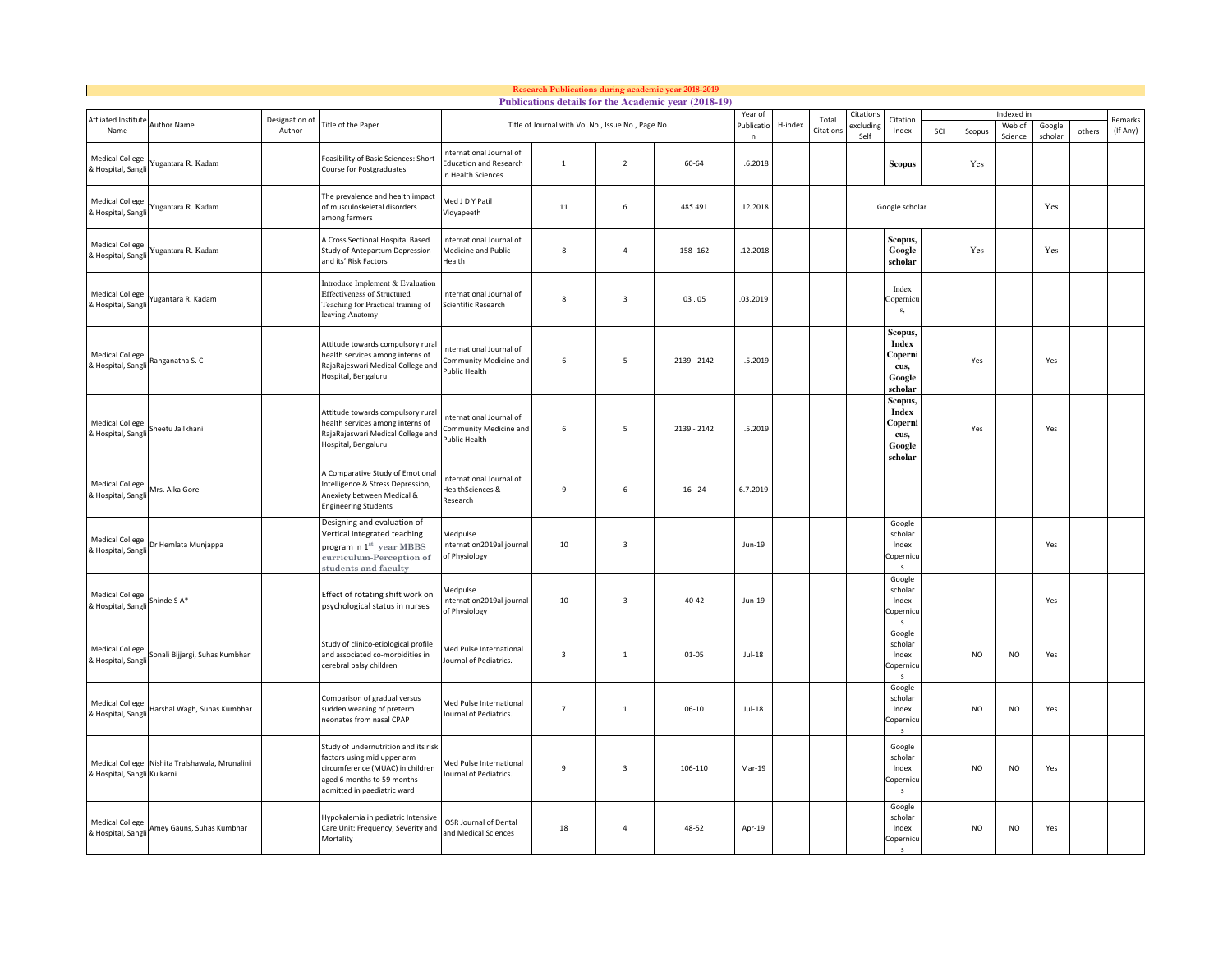## Research Publications during academic year 2018-2019

### Publications details for the Academic year (2018-19)

| Affliated Institute Name | Author Name | Designation of Author | Title of the Paper | Title of Journal with Vol.No., Issue No., Page No. | | | | Year of Publication | H-index | Total Citations | Citations excluding Self | Citation Index | Indexed in | | | | | Remarks (If Any) |
|---|---|---|---|---|---|---|---|---|---|---|---|---|---|---|---|---|---|---|
| | | | | | | | | | | | | | SCI | Scopus | Web of Science | Google scholar | others | |
| Medical College & Hospital, Sangli | Yugantara R. Kadam | | Feasibility of Basic Sciences: Short Course for Postgraduates | International Journal of Education and Research in Health Sciences | 1 | 2 | 60-64 | .6.2018 | | | | **Scopus** | | Yes | | | | |
| Medical College & Hospital, Sangli | Yugantara R. Kadam | | The prevalence and health impact of musculoskeletal disorders among farmers | Med J D Y Patil Vidyapeeth | 11 | 6 | 485.491 | .12.2018 | | | Google scholar | | | | | Yes | | |
| Medical College & Hospital, Sangli | Yugantara R. Kadam | | A Cross Sectional Hospital Based Study of Antepartum Depression and its' Risk Factors | International Journal of Medicine and Public Health | 8 | 4 | 158- 162 | .12.2018 | | | | **Scopus, Google scholar** | | Yes | | Yes | | |
| Medical College & Hospital, Sangli | Yugantara R. Kadam | | Introduce Implement & Evaluation Effectiveness of Structured Teaching for Practical training of leaving Anatomy | International Journal of Scientific Research | 8 | 3 | 03 . 05 | .03.2019 | | | | Index Copernicus, | | | | | | |
| Medical College & Hospital, Sangli | Ranganatha S. C | | Attitude towards compulsory rural health services among interns of RajaRajeswari Medical College and Hospital, Bengaluru | International Journal of Community Medicine and Public Health | 6 | 5 | 2139 - 2142 | .5.2019 | | | | **Scopus, Index Copernicus, Google scholar** | | Yes | | Yes | | |
| Medical College & Hospital, Sangli | Sheetu Jailkhani | | Attitude towards compulsory rural health services among interns of RajaRajeswari Medical College and Hospital, Bengaluru | International Journal of Community Medicine and Public Health | 6 | 5 | 2139 - 2142 | .5.2019 | | | | **Scopus, Index Copernicus, Google scholar** | | Yes | | Yes | | |
| Medical College & Hospital, Sangli | Mrs. Alka Gore | | A Comparative Study of Emotional Intelligence & Stress Depression, Anexiety between Medical & Engineering Students | International Journal of HealthSciences & Research | 9 | 6 | 16 - 24 | 6.7.2019 | | | | | | | | | | |
| Medical College & Hospital, Sangli | Dr Hemlata Munjappa | | Designing and evaluation of Vertical integrated teaching program in 1st year MBBS curriculum-Perception of students and faculty | Medpulse Internation2019al journal of Physiology | 10 | 3 | | Jun-19 | | | | Google scholar Index Copernicus | | | | Yes | | |
| Medical College & Hospital, Sangli | Shinde S A* | | Effect of rotating shift work on psychological status in nurses | Medpulse Internation2019al journal of Physiology | 10 | 3 | 40-42 | Jun-19 | | | | Google scholar Index Copernicus | | | | Yes | | |
| Medical College & Hospital, Sangli | Sonali Bijjargi, Suhas Kumbhar | | Study of clinico-etiological profile and associated co-morbidities in cerebral palsy children | Med Pulse International Journal of Pediatrics. | 3 | 1 | 01-05 | Jul-18 | | | | Google scholar Index Copernicus | | NO | NO | Yes | | |
| Medical College & Hospital, Sangli | Harshal Wagh, Suhas Kumbhar | | Comparison of gradual versus sudden weaning of preterm neonates from nasal CPAP | Med Pulse International Journal of Pediatrics. | 7 | 1 | 06-10 | Jul-18 | | | | Google scholar Index Copernicus | | NO | NO | Yes | | |
| Medical College & Hospital, Sangli | Nishita Tralshawala, Mrunalini Kulkarni | | Study of undernutrition and its risk factors using mid upper arm circumference (MUAC) in children aged 6 months to 59 months admitted in paediatric ward | Med Pulse International Journal of Pediatrics. | 9 | 3 | 106-110 | Mar-19 | | | | Google scholar Index Copernicus | | NO | NO | Yes | | |
| Medical College & Hospital, Sangli | Amey Gauns, Suhas Kumbhar | | Hypokalemia in pediatric Intensive Care Unit: Frequency, Severity and Mortality | IOSR Journal of Dental and Medical Sciences | 18 | 4 | 48-52 | Apr-19 | | | | Google scholar Index Copernicus | | NO | NO | Yes | | |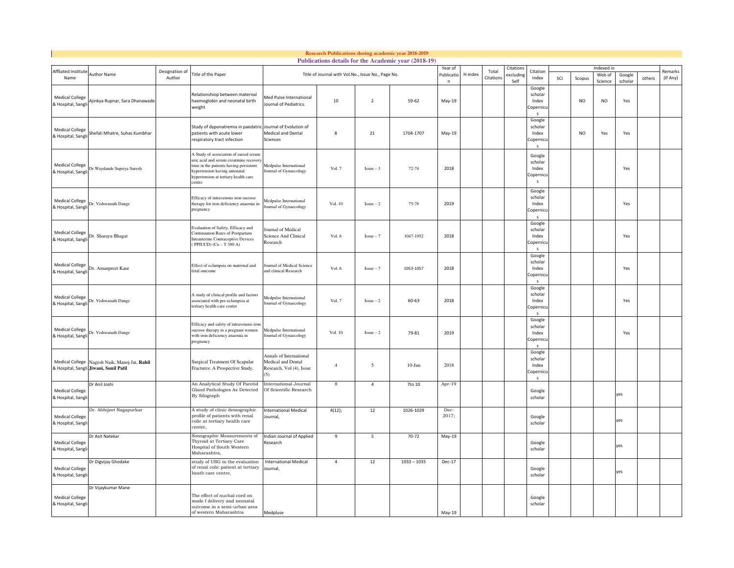**Research Publications during academic year 2018-2019**

**Publications details for the Academic year (2018-19)**

| Affliated Institute Name | Author Name | Designation of Author | Title of the Paper | Title of Journal with Vol.No., Issue No., Page No. | | | | Year of Publication | H-index | Total Citations | Citations excluding Self | Citation Index | Indexed in | | | | | Remarks (If Any) |
|---|---|---|---|---|---|---|---|---|---|---|---|---|---|---|---|---|---|---|
| | | | | | | | | | | | | | SCI | Scopus | Web of Science | Google scholar | others | |
| Medical College & Hospital, Sangli | Ajinkya Rupnar, Sara Dhanawade | | Relationshiop between maternal haemoglobin and neonatal birth weight | Med Pulse International Journal of Pediatrics. | 10 | 2 | 59-62 | May-19 | | | | Google scholar Index Copernicus | | NO | NO | Yes | | |
| Medical College & Hospital, Sangli | Shefali Mhatre, Suhas Kumbhar | | Study of dyponatremia in paedatric patients with acute lower respiratory tract infection | Journal of Evolution of Medical and Dental Sciences | 8 | 21 | 1704-1707 | May-19 | | | | Google scholar Index Copernicus | | NO | Yes | Yes | | |
| Medical College & Hospital, Sangli | Dr.Waydande Supriya Suresh | | A Study of association of raised serum uric acid and serum creatinine recovery time in the patients having persistent hypertension having antenatal hypertension at tertiary health care centre | Medpulse International Journal of Gynaecology | Vol. 7 | Issue – 3 | 72-74 | 2018 | | | | Google scholar Index Copernicus | | | | Yes | | |
| Medical College & Hospital, Sangli | Dr. Vishwanath Dange | | Efficacy of intravenous iron sucrose therapy for iron deficiency anaemia in pregnancy | Medpulse International Journal of Gynaecology | Vol. 10 | Issue – 2 | 75-78 | 2019 | | | | Google scholar Index Copernicus | | | | Yes | | |
| Medical College & Hospital, Sangli | Dr. Sharayu Bhagat | | Evaluation of Safety, Efficacy and Continuation Rates of Postpartum Intrauterine Contraceptive Devices ( PPIUCD) (Cu – T 380 A) | Journal of Medical Science And Clinical Research | Vol. 6 | Issue – 7 | 1047-1052 | 2018 | | | | Google scholar Index Copernicus | | | | Yes | | |
| Medical College & Hospital, Sangli | Dr. Amanpreet Kaur | | Effect of eclampsia on maternal and fetal outcome | Journal of Medical Science and clinical Research | Vol. 6 | Issue – 7 | 1053-1057 | 2018 | | | | Google scholar Index Copernicus | | | | Yes | | |
| Medical College & Hospital, Sangli | Dr. Vishwanath Dange | | A study of clinical profile and factors associated with pre-eclampsia at tertiary health care center | Medpulse International Journal of Gynaecology | Vol. 7 | Issue – 2 | 60-63 | 2018 | | | | Google scholar Index Copernicus | | | | Yes | | |
| Medical College & Hospital, Sangli | Dr. Vishwanath Dange | | Efficacy and safety of intravenous iron sucrose therapy in a pregnant women with iron deficiency anaemia in pregnancy | Medpulse International Journal of Gynaecology | Vol. 10 | Issue – 2 | 79-81 | 2019 | | | | Google scholar Index Copernicus | | | | Yes | | |
| Medical College & Hospital, Sangli | Nagesh Naik, Manoj Jat, **Rahil Jiwani, Sunil Patil** | | Surgical Treatment Of Scapular Fractures: A Prospective Study. | Annals of International Medical and Dental Research, Vol (4), Issue (5) | 4 | 5 | 10-Jun | 2018 | | | | Google scholar Index Copernicus | | | | | | |
| Medical College & Hospital, Sangli | Dr Anil Joshi | | An Analytical Study Of Parotid Gland Pathologies As Detected By Silograph | International Journal Of Scientific Research | 8 | 4 | 7to 10 | Apr-19 | | | | Google scholar | | | | yes | | |
| Medical College & Hospital, Sangli | Dr. Abhijeet Nagapurkar | | A study of clinic demographic profile of patients with renal colic at tertiary health care center, | International Medical Journal, | 4(12); | 12 | 1026-1029 | Dec-2017; | | | | Google scholar | | | | yes | | |
| Medical College & Hospital, Sangli | Dr Asit Natekar | | Sonographic Measurements of Thyroid at Tertiary Care Hospital of South Western Maharashtra, | Indian Journal of Applied Research | 9 | 5 | 70-72 | May-19 | | | | Google scholar | | | | yes | | |
| Medical College & Hospital, Sangli | Dr Digvijay Ghodake | | study of USG in the evaluation of renal colic patient at tertiary heath care centre, | International Medical Journal, | 4 | 12 | 1033 – 1035 | Dec-17 | | | | Google scholar | | | | yes | | |
| Medical College & Hospital, Sangli | Dr Vijaykumar Mane | | The effect of nuchal cord on mode f delivery and neonatal outcome in a semi-urban area of western Maharashtra | Medpluse | | | | May-19 | | | | Google scholar | | | | | | |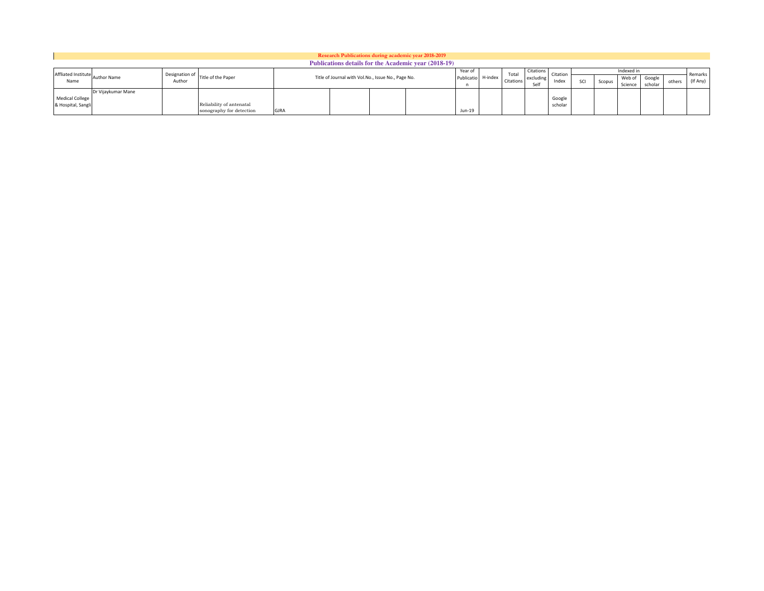**Research Publications during academic year 2018-2019**

**Publications details for the Academic year (2018-19)**

| Affliated Institute Name | Author Name | Designation of Author | Title of the Paper | Title of Journal with Vol.No., Issue No., Page No. | | | | Year of Publication | H-index | Total Citations | Citations excluding Self | Citation Index | Indexed in | | | | | Remarks (If Any) |
|---|---|---|---|---|---|---|---|---|---|---|---|---|---|---|---|---|---|---|
| | | | | | | | | | | | | | SCI | Scopus | Web of Science | Google scholar | others | |
| Medical College & Hospital, Sangli | Dr Vijaykumar Mane | | Reliability of antenatal sonography for detection | GJRA | | | | Jun-19 | | | | Google scholar | | | | | | |